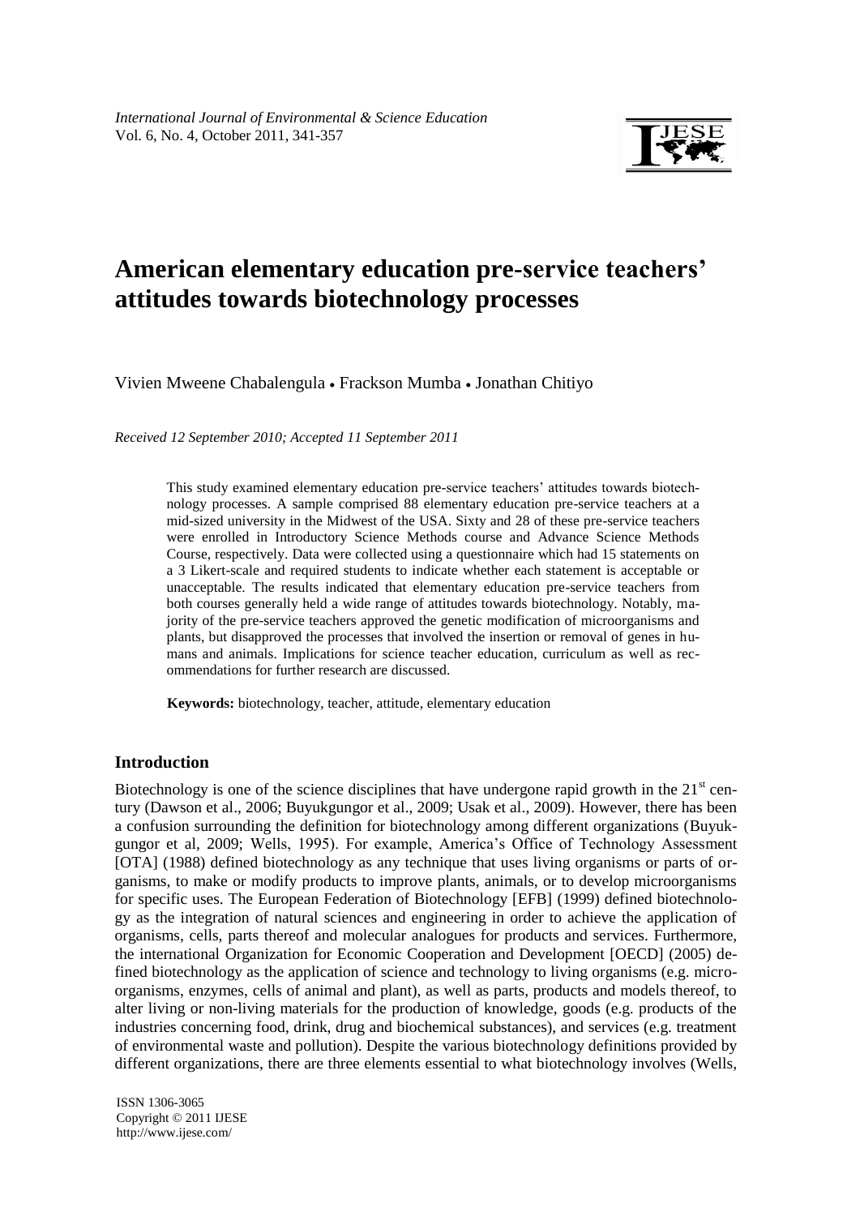# American elementary education pre-service teachers' attitudes towards biotechnology processes

Vivien Mweene Chabalengula • Frackson Mumba • Jonathan Chitiyo

*Received 12 September 2010; Accepted 11 September 2011*

> This study examined elementary education pre-service teachers' attitudes towards biotechnology processes. A sample comprised 88 elementary education pre-service teachers at a mid-sized university in the Midwest of the USA. Sixty and 28 of these pre-service teachers were enrolled in Introductory Science Methods course and Advance Science Methods Course, respectively. Data were collected using a questionnaire which had 15 statements on a 3 Likert-scale and required students to indicate whether each statement is acceptable or unacceptable. The results indicated that elementary education pre-service teachers from both courses generally held a wide range of attitudes towards biotechnology. Notably, majority of the pre-service teachers approved the genetic modification of microorganisms and plants, but disapproved the processes that involved the insertion or removal of genes in humans and animals. Implications for science teacher education, curriculum as well as recommendations for further research are discussed.
>
> **Keywords:** biotechnology, teacher, attitude, elementary education

## Introduction

Biotechnology is one of the science disciplines that have undergone rapid growth in the 21st century (Dawson et al., 2006; Buyukgungor et al., 2009; Usak et al., 2009). However, there has been a confusion surrounding the definition for biotechnology among different organizations (Buyukgungor et al, 2009; Wells, 1995). For example, America's Office of Technology Assessment [OTA] (1988) defined biotechnology as any technique that uses living organisms or parts of organisms, to make or modify products to improve plants, animals, or to develop microorganisms for specific uses. The European Federation of Biotechnology [EFB] (1999) defined biotechnology as the integration of natural sciences and engineering in order to achieve the application of organisms, cells, parts thereof and molecular analogues for products and services. Furthermore, the international Organization for Economic Cooperation and Development [OECD] (2005) defined biotechnology as the application of science and technology to living organisms (e.g. microorganisms, enzymes, cells of animal and plant), as well as parts, products and models thereof, to alter living or non-living materials for the production of knowledge, goods (e.g. products of the industries concerning food, drink, drug and biochemical substances), and services (e.g. treatment of environmental waste and pollution). Despite the various biotechnology definitions provided by different organizations, there are three elements essential to what biotechnology involves (Wells,

ISSN 1306-3065
Copyright © 2011 IJESE
http://www.ijese.com/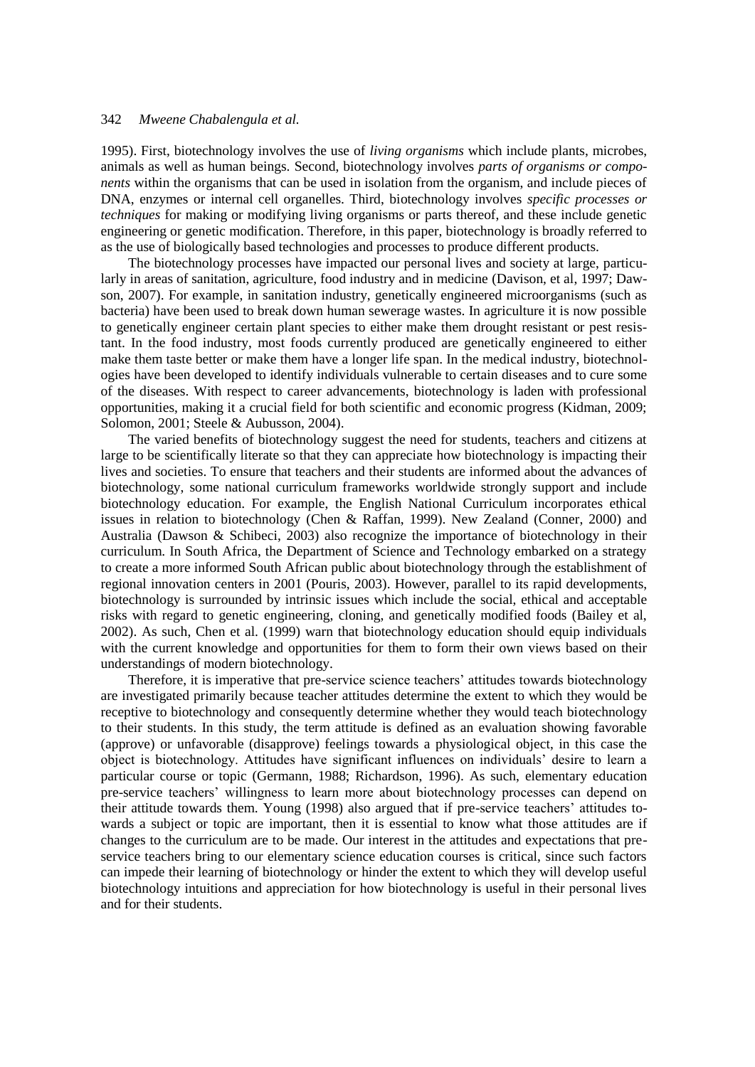1995). First, biotechnology involves the use of *living organisms* which include plants, microbes, animals as well as human beings. Second, biotechnology involves *parts of organisms or components* within the organisms that can be used in isolation from the organism, and include pieces of DNA, enzymes or internal cell organelles. Third, biotechnology involves *specific processes or techniques* for making or modifying living organisms or parts thereof, and these include genetic engineering or genetic modification. Therefore, in this paper, biotechnology is broadly referred to as the use of biologically based technologies and processes to produce different products.

The biotechnology processes have impacted our personal lives and society at large, particularly in areas of sanitation, agriculture, food industry and in medicine (Davison, et al, 1997; Dawson, 2007). For example, in sanitation industry, genetically engineered microorganisms (such as bacteria) have been used to break down human sewerage wastes. In agriculture it is now possible to genetically engineer certain plant species to either make them drought resistant or pest resistant. In the food industry, most foods currently produced are genetically engineered to either make them taste better or make them have a longer life span. In the medical industry, biotechnologies have been developed to identify individuals vulnerable to certain diseases and to cure some of the diseases. With respect to career advancements, biotechnology is laden with professional opportunities, making it a crucial field for both scientific and economic progress (Kidman, 2009; Solomon, 2001; Steele & Aubusson, 2004).

The varied benefits of biotechnology suggest the need for students, teachers and citizens at large to be scientifically literate so that they can appreciate how biotechnology is impacting their lives and societies. To ensure that teachers and their students are informed about the advances of biotechnology, some national curriculum frameworks worldwide strongly support and include biotechnology education. For example, the English National Curriculum incorporates ethical issues in relation to biotechnology (Chen & Raffan, 1999). New Zealand (Conner, 2000) and Australia (Dawson & Schibeci, 2003) also recognize the importance of biotechnology in their curriculum. In South Africa, the Department of Science and Technology embarked on a strategy to create a more informed South African public about biotechnology through the establishment of regional innovation centers in 2001 (Pouris, 2003). However, parallel to its rapid developments, biotechnology is surrounded by intrinsic issues which include the social, ethical and acceptable risks with regard to genetic engineering, cloning, and genetically modified foods (Bailey et al, 2002). As such, Chen et al. (1999) warn that biotechnology education should equip individuals with the current knowledge and opportunities for them to form their own views based on their understandings of modern biotechnology.

Therefore, it is imperative that pre-service science teachers' attitudes towards biotechnology are investigated primarily because teacher attitudes determine the extent to which they would be receptive to biotechnology and consequently determine whether they would teach biotechnology to their students. In this study, the term attitude is defined as an evaluation showing favorable (approve) or unfavorable (disapprove) feelings towards a physiological object, in this case the object is biotechnology. Attitudes have significant influences on individuals' desire to learn a particular course or topic (Germann, 1988; Richardson, 1996). As such, elementary education pre-service teachers' willingness to learn more about biotechnology processes can depend on their attitude towards them. Young (1998) also argued that if pre-service teachers' attitudes towards a subject or topic are important, then it is essential to know what those attitudes are if changes to the curriculum are to be made. Our interest in the attitudes and expectations that pre-service teachers bring to our elementary science education courses is critical, since such factors can impede their learning of biotechnology or hinder the extent to which they will develop useful biotechnology intuitions and appreciation for how biotechnology is useful in their personal lives and for their students.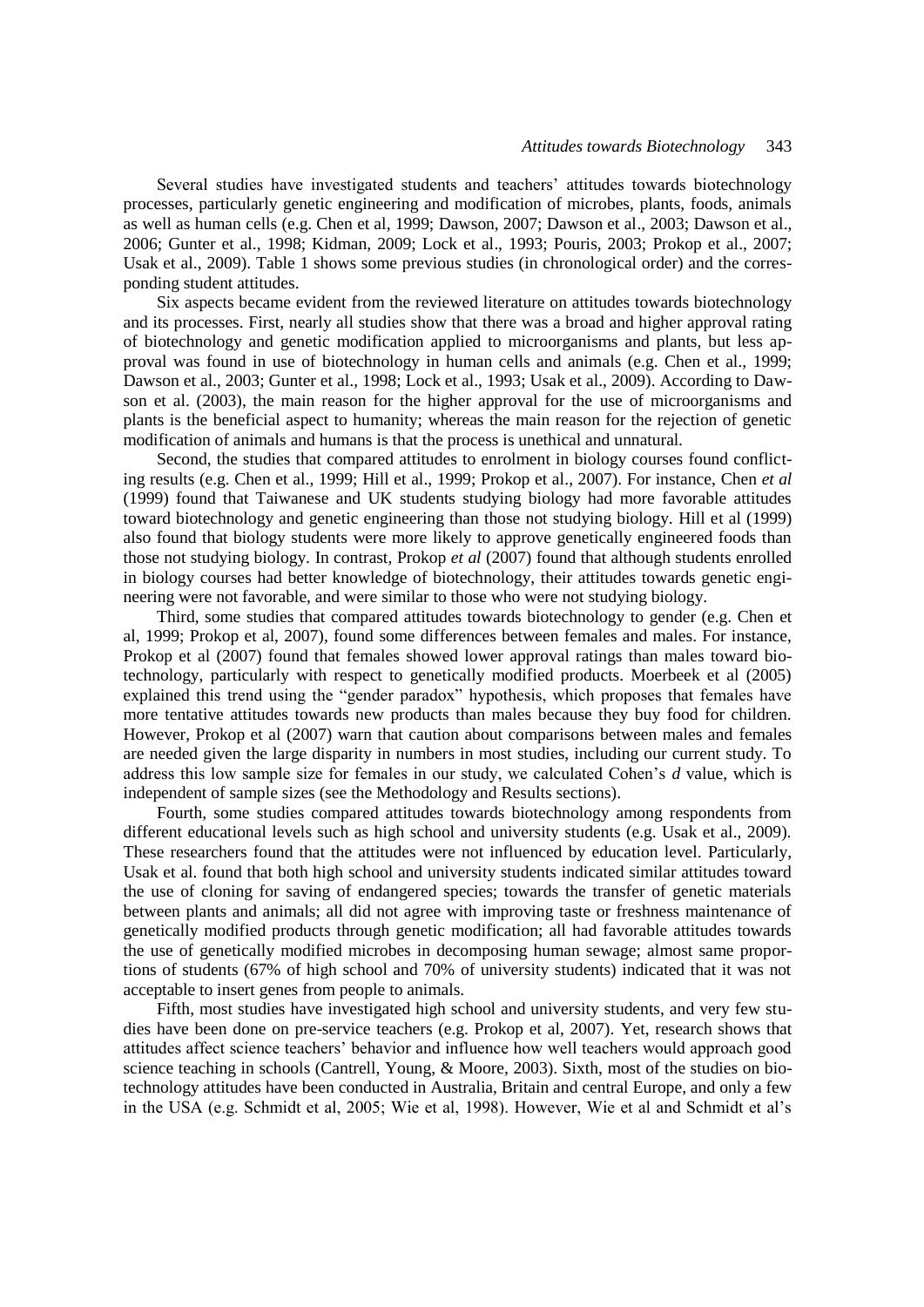Several studies have investigated students and teachers' attitudes towards biotechnology processes, particularly genetic engineering and modification of microbes, plants, foods, animals as well as human cells (e.g. Chen et al, 1999; Dawson, 2007; Dawson et al., 2003; Dawson et al., 2006; Gunter et al., 1998; Kidman, 2009; Lock et al., 1993; Pouris, 2003; Prokop et al., 2007; Usak et al., 2009). Table 1 shows some previous studies (in chronological order) and the corresponding student attitudes.

Six aspects became evident from the reviewed literature on attitudes towards biotechnology and its processes. First, nearly all studies show that there was a broad and higher approval rating of biotechnology and genetic modification applied to microorganisms and plants, but less approval was found in use of biotechnology in human cells and animals (e.g. Chen et al., 1999; Dawson et al., 2003; Gunter et al., 1998; Lock et al., 1993; Usak et al., 2009). According to Dawson et al. (2003), the main reason for the higher approval for the use of microorganisms and plants is the beneficial aspect to humanity; whereas the main reason for the rejection of genetic modification of animals and humans is that the process is unethical and unnatural.

Second, the studies that compared attitudes to enrolment in biology courses found conflicting results (e.g. Chen et al., 1999; Hill et al., 1999; Prokop et al., 2007). For instance, Chen *et al* (1999) found that Taiwanese and UK students studying biology had more favorable attitudes toward biotechnology and genetic engineering than those not studying biology. Hill et al (1999) also found that biology students were more likely to approve genetically engineered foods than those not studying biology. In contrast, Prokop *et al* (2007) found that although students enrolled in biology courses had better knowledge of biotechnology, their attitudes towards genetic engineering were not favorable, and were similar to those who were not studying biology.

Third, some studies that compared attitudes towards biotechnology to gender (e.g. Chen et al, 1999; Prokop et al, 2007), found some differences between females and males. For instance, Prokop et al (2007) found that females showed lower approval ratings than males toward biotechnology, particularly with respect to genetically modified products. Moerbeek et al (2005) explained this trend using the "gender paradox" hypothesis, which proposes that females have more tentative attitudes towards new products than males because they buy food for children. However, Prokop et al (2007) warn that caution about comparisons between males and females are needed given the large disparity in numbers in most studies, including our current study. To address this low sample size for females in our study, we calculated Cohen's *d* value, which is independent of sample sizes (see the Methodology and Results sections).

Fourth, some studies compared attitudes towards biotechnology among respondents from different educational levels such as high school and university students (e.g. Usak et al., 2009). These researchers found that the attitudes were not influenced by education level. Particularly, Usak et al. found that both high school and university students indicated similar attitudes toward the use of cloning for saving of endangered species; towards the transfer of genetic materials between plants and animals; all did not agree with improving taste or freshness maintenance of genetically modified products through genetic modification; all had favorable attitudes towards the use of genetically modified microbes in decomposing human sewage; almost same proportions of students (67% of high school and 70% of university students) indicated that it was not acceptable to insert genes from people to animals.

Fifth, most studies have investigated high school and university students, and very few studies have been done on pre-service teachers (e.g. Prokop et al, 2007). Yet, research shows that attitudes affect science teachers' behavior and influence how well teachers would approach good science teaching in schools (Cantrell, Young, & Moore, 2003). Sixth, most of the studies on biotechnology attitudes have been conducted in Australia, Britain and central Europe, and only a few in the USA (e.g. Schmidt et al, 2005; Wie et al, 1998). However, Wie et al and Schmidt et al's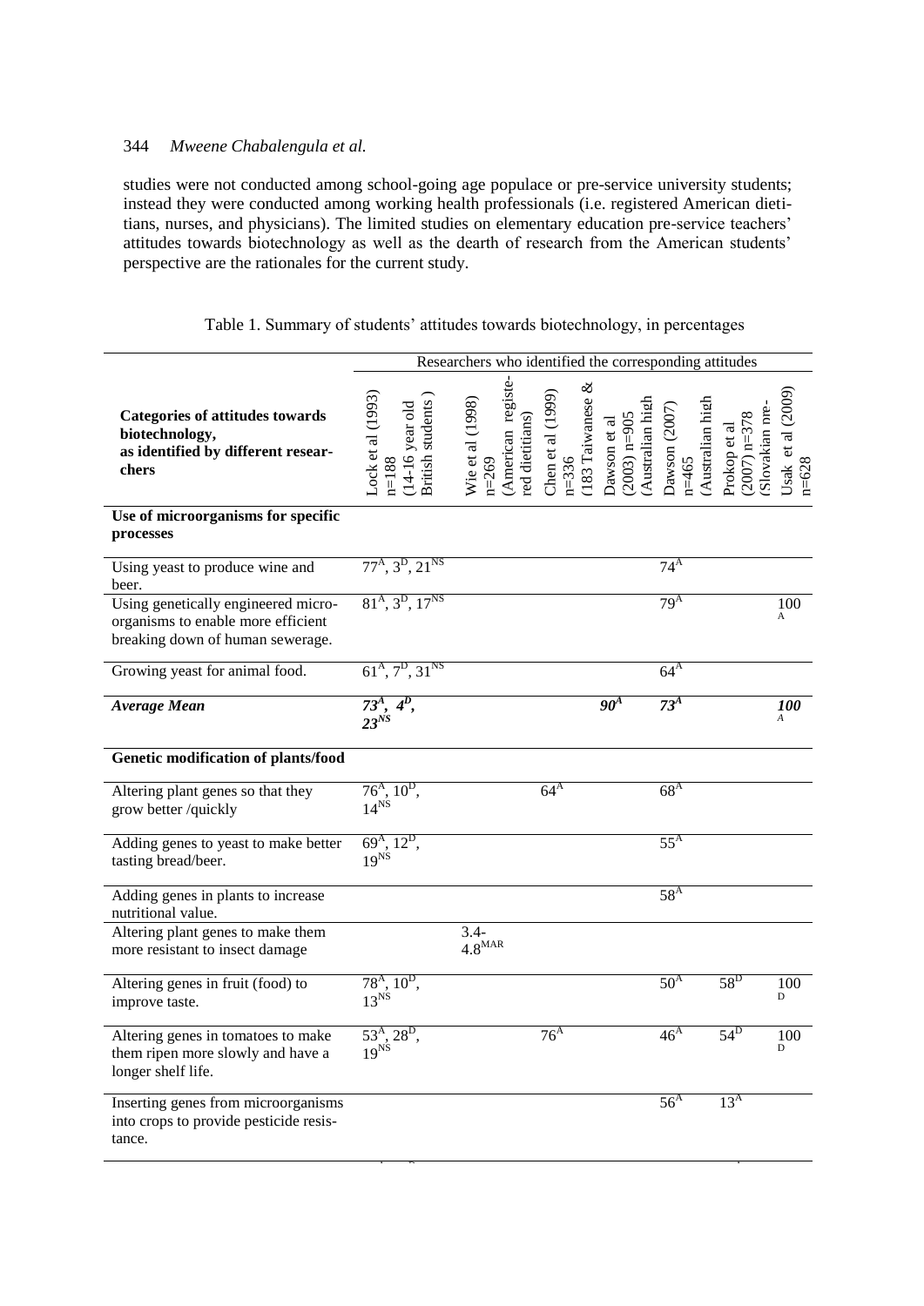studies were not conducted among school-going age populace or pre-service university students; instead they were conducted among working health professionals (i.e. registered American dietitians, nurses, and physicians). The limited studies on elementary education pre-service teachers' attitudes towards biotechnology as well as the dearth of research from the American students' perspective are the rationales for the current study.

Table 1. Summary of students' attitudes towards biotechnology, in percentages

| Categories of attitudes towards biotechnology, as identified by different researchers | Researchers who identified the corresponding attitudes | | | | | | |
|---|---|---|---|---|---|---|---|
| | Lock et al (1993) n=188 (14-16 year old British students) | Wie et al (1998) n=269 (American registered dietitians) | Chen et al (1999) n=336 (183 Taiwanese & | Dawson et al (2003) n=905 (Australian high | Dawson (2007) n=465 (Australian high | Prokop et al (2007) n=378 (Slovakian pre- | Usak et al (2009) n=628 |
| **Use of microorganisms for specific processes** | | | | | | | |
| Using yeast to produce wine and beer. | $77^{A}$, $3^{D}$, $21^{NS}$ | | | | $74^{A}$ | | |
| Using genetically engineered microorganisms to enable more efficient breaking down of human sewerage. | $81^{A}$, $3^{D}$, $17^{NS}$ | | | | $79^{A}$ | | $100^{A}$ |
| Growing yeast for animal food. | $61^{A}$, $7^{D}$, $31^{NS}$ | | | | $64^{A}$ | | |
| ***Average Mean*** | $73^{A}$, $4^{D}$, $23^{NS}$ | | | $90^{A}$ | $73^{A}$ | | $100^{A}$ |
| **Genetic modification of plants/food** | | | | | | | |
| Altering plant genes so that they grow better /quickly | $76^{A}$, $10^{D}$, $14^{NS}$ | | $64^{A}$ | | $68^{A}$ | | |
| Adding genes to yeast to make better tasting bread/beer. | $69^{A}$, $12^{D}$, $19^{NS}$ | | | | $55^{A}$ | | |
| Adding genes in plants to increase nutritional value. | | | | | $58^{A}$ | | |
| Altering plant genes to make them more resistant to insect damage | | 3.4-$4.8^{MAR}$ | | | | | |
| Altering genes in fruit (food) to improve taste. | $78^{A}$, $10^{D}$, $13^{NS}$ | | | | $50^{A}$ | $58^{D}$ | $100^{D}$ |
| Altering genes in tomatoes to make them ripen more slowly and have a longer shelf life. | $53^{A}$, $28^{D}$, $19^{NS}$ | | $76^{A}$ | | $46^{A}$ | $54^{D}$ | $100^{D}$ |
| Inserting genes from microorganisms into crops to provide pesticide resistance. | | | | | $56^{A}$ | $13^{A}$ | |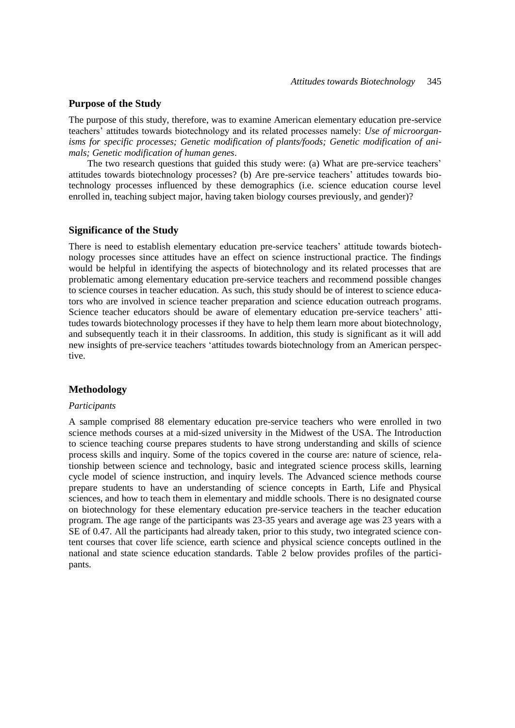## Purpose of the Study

The purpose of this study, therefore, was to examine American elementary education pre-service teachers' attitudes towards biotechnology and its related processes namely: *Use of microorganisms for specific processes; Genetic modification of plants/foods; Genetic modification of animals; Genetic modification of human genes*.

The two research questions that guided this study were: (a) What are pre-service teachers' attitudes towards biotechnology processes? (b) Are pre-service teachers' attitudes towards biotechnology processes influenced by these demographics (i.e. science education course level enrolled in, teaching subject major, having taken biology courses previously, and gender)?

## Significance of the Study

There is need to establish elementary education pre-service teachers' attitude towards biotechnology processes since attitudes have an effect on science instructional practice. The findings would be helpful in identifying the aspects of biotechnology and its related processes that are problematic among elementary education pre-service teachers and recommend possible changes to science courses in teacher education. As such, this study should be of interest to science educators who are involved in science teacher preparation and science education outreach programs. Science teacher educators should be aware of elementary education pre-service teachers' attitudes towards biotechnology processes if they have to help them learn more about biotechnology, and subsequently teach it in their classrooms. In addition, this study is significant as it will add new insights of pre-service teachers 'attitudes towards biotechnology from an American perspective.

## Methodology

### *Participants*

A sample comprised 88 elementary education pre-service teachers who were enrolled in two science methods courses at a mid-sized university in the Midwest of the USA. The Introduction to science teaching course prepares students to have strong understanding and skills of science process skills and inquiry. Some of the topics covered in the course are: nature of science, relationship between science and technology, basic and integrated science process skills, learning cycle model of science instruction, and inquiry levels. The Advanced science methods course prepare students to have an understanding of science concepts in Earth, Life and Physical sciences, and how to teach them in elementary and middle schools. There is no designated course on biotechnology for these elementary education pre-service teachers in the teacher education program. The age range of the participants was 23-35 years and average age was 23 years with a SE of 0.47. All the participants had already taken, prior to this study, two integrated science content courses that cover life science, earth science and physical science concepts outlined in the national and state science education standards. Table 2 below provides profiles of the participants.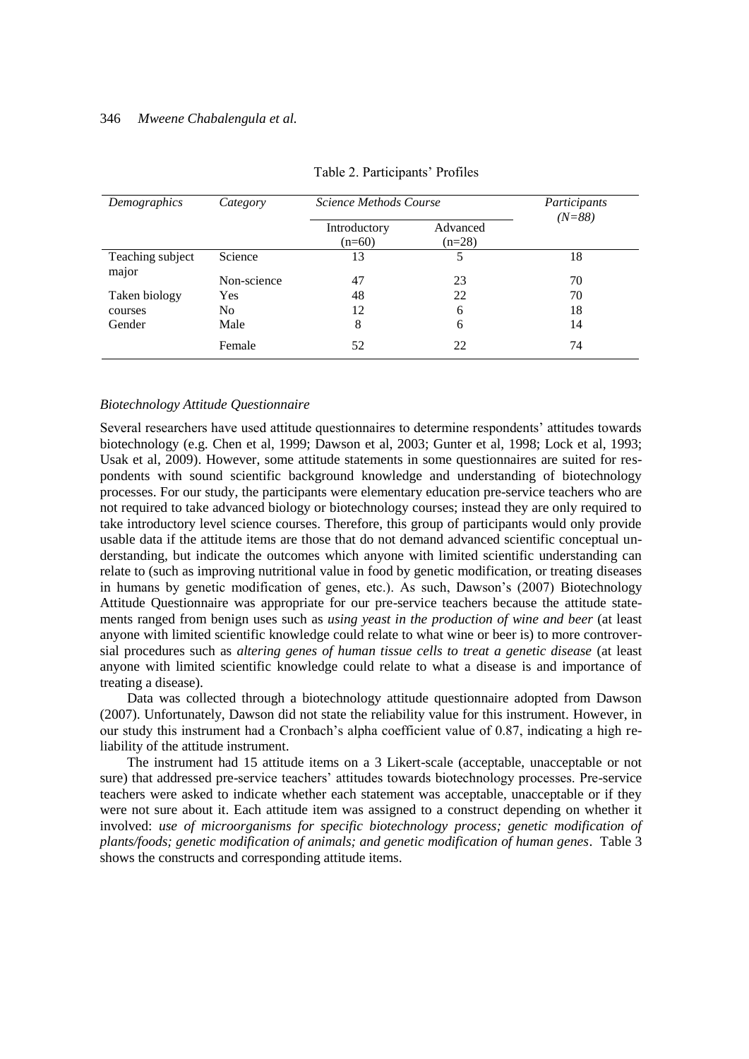Table 2. Participants' Profiles

| *Demographics* | *Category* | *Science Methods Course* | | *Participants (N=88)* |
|---|---|---|---|---|
| | | Introductory (n=60) | Advanced (n=28) | |
| Teaching subject major | Science | 13 | 5 | 18 |
| | Non-science | 47 | 23 | 70 |
| Taken biology courses | Yes | 48 | 22 | 70 |
| | No | 12 | 6 | 18 |
| Gender | Male | 8 | 6 | 14 |
| | Female | 52 | 22 | 74 |

### *Biotechnology Attitude Questionnaire*

Several researchers have used attitude questionnaires to determine respondents' attitudes towards biotechnology (e.g. Chen et al, 1999; Dawson et al, 2003; Gunter et al, 1998; Lock et al, 1993; Usak et al, 2009). However, some attitude statements in some questionnaires are suited for respondents with sound scientific background knowledge and understanding of biotechnology processes. For our study, the participants were elementary education pre-service teachers who are not required to take advanced biology or biotechnology courses; instead they are only required to take introductory level science courses. Therefore, this group of participants would only provide usable data if the attitude items are those that do not demand advanced scientific conceptual understanding, but indicate the outcomes which anyone with limited scientific understanding can relate to (such as improving nutritional value in food by genetic modification, or treating diseases in humans by genetic modification of genes, etc.). As such, Dawson's (2007) Biotechnology Attitude Questionnaire was appropriate for our pre-service teachers because the attitude statements ranged from benign uses such as *using yeast in the production of wine and beer* (at least anyone with limited scientific knowledge could relate to what wine or beer is) to more controversial procedures such as *altering genes of human tissue cells to treat a genetic disease* (at least anyone with limited scientific knowledge could relate to what a disease is and importance of treating a disease).

Data was collected through a biotechnology attitude questionnaire adopted from Dawson (2007). Unfortunately, Dawson did not state the reliability value for this instrument. However, in our study this instrument had a Cronbach's alpha coefficient value of 0.87, indicating a high reliability of the attitude instrument.

The instrument had 15 attitude items on a 3 Likert-scale (acceptable, unacceptable or not sure) that addressed pre-service teachers' attitudes towards biotechnology processes. Pre-service teachers were asked to indicate whether each statement was acceptable, unacceptable or if they were not sure about it. Each attitude item was assigned to a construct depending on whether it involved: *use of microorganisms for specific biotechnology process; genetic modification of plants/foods; genetic modification of animals; and genetic modification of human genes*. Table 3 shows the constructs and corresponding attitude items.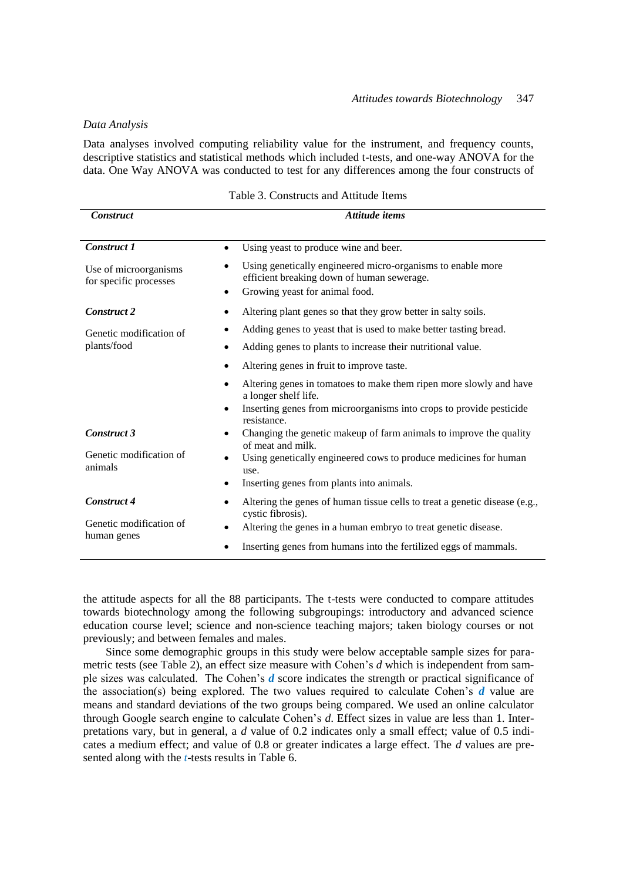*Data Analysis*

Data analyses involved computing reliability value for the instrument, and frequency counts, descriptive statistics and statistical methods which included t-tests, and one-way ANOVA for the data. One Way ANOVA was conducted to test for any differences among the four constructs of the attitude aspects for all the 88 participants. The t-tests were conducted to compare attitudes towards biotechnology among the following subgroupings: introductory and advanced science education course level; science and non-science teaching majors; taken biology courses or not previously; and between females and males.

Table 3. Constructs and Attitude Items

| *Construct* | *Attitude items* |
|---|---|
| ***Construct 1*** <br> Use of microorganisms for specific processes | • Using yeast to produce wine and beer. <br> • Using genetically engineered micro-organisms to enable more efficient breaking down of human sewerage. <br> • Growing yeast for animal food. |
| ***Construct 2*** <br> Genetic modification of plants/food | • Altering plant genes so that they grow better in salty soils. <br> • Adding genes to yeast that is used to make better tasting bread. <br> • Adding genes to plants to increase their nutritional value. <br> • Altering genes in fruit to improve taste. <br> • Altering genes in tomatoes to make them ripen more slowly and have a longer shelf life. <br> • Inserting genes from microorganisms into crops to provide pesticide resistance. |
| ***Construct 3*** <br> Genetic modification of animals | • Changing the genetic makeup of farm animals to improve the quality of meat and milk. <br> • Using genetically engineered cows to produce medicines for human use. <br> • Inserting genes from plants into animals. |
| ***Construct 4*** <br> Genetic modification of human genes | • Altering the genes of human tissue cells to treat a genetic disease (e.g., cystic fibrosis). <br> • Altering the genes in a human embryo to treat genetic disease. <br> • Inserting genes from humans into the fertilized eggs of mammals. |

Since some demographic groups in this study were below acceptable sample sizes for parametric tests (see Table 2), an effect size measure with Cohen's *d* which is independent from sample sizes was calculated. The Cohen's ***d*** score indicates the strength or practical significance of the association(s) being explored. The two values required to calculate Cohen's ***d*** value are means and standard deviations of the two groups being compared. We used an online calculator through Google search engine to calculate Cohen's *d*. Effect sizes in value are less than 1. Interpretations vary, but in general, a *d* value of 0.2 indicates only a small effect; value of 0.5 indicates a medium effect; and value of 0.8 or greater indicates a large effect. The *d* values are presented along with the *t*-tests results in Table 6.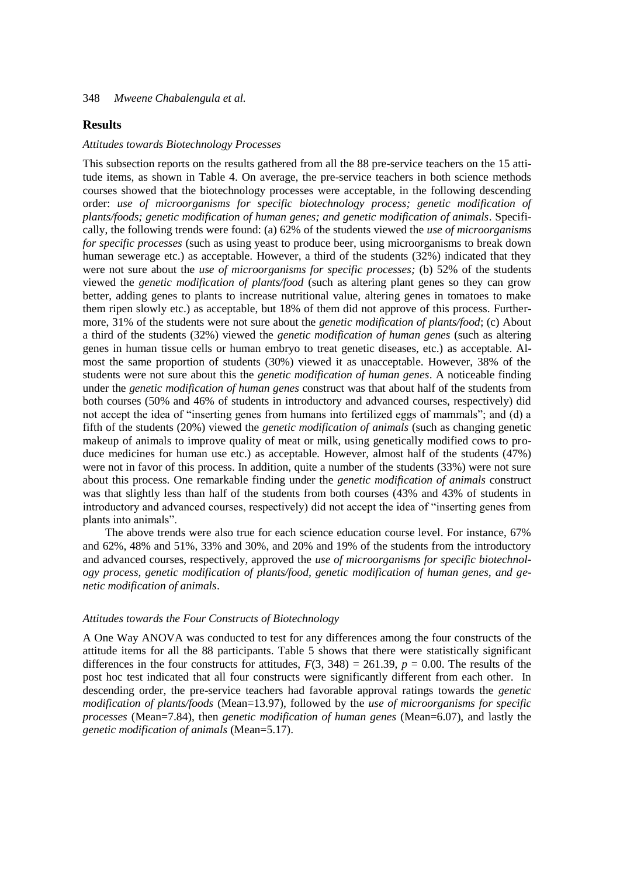## Results

### *Attitudes towards Biotechnology Processes*

This subsection reports on the results gathered from all the 88 pre-service teachers on the 15 attitude items, as shown in Table 4. On average, the pre-service teachers in both science methods courses showed that the biotechnology processes were acceptable, in the following descending order: *use of microorganisms for specific biotechnology process; genetic modification of plants/foods; genetic modification of human genes; and genetic modification of animals*. Specifically, the following trends were found: (a) 62% of the students viewed the *use of microorganisms for specific processes* (such as using yeast to produce beer, using microorganisms to break down human sewerage etc.) as acceptable. However, a third of the students (32%) indicated that they were not sure about the *use of microorganisms for specific processes;* (b) 52% of the students viewed the *genetic modification of plants/food* (such as altering plant genes so they can grow better, adding genes to plants to increase nutritional value, altering genes in tomatoes to make them ripen slowly etc.) as acceptable, but 18% of them did not approve of this process. Furthermore, 31% of the students were not sure about the *genetic modification of plants/food*; (c) About a third of the students (32%) viewed the *genetic modification of human genes* (such as altering genes in human tissue cells or human embryo to treat genetic diseases, etc.) as acceptable. Almost the same proportion of students (30%) viewed it as unacceptable. However, 38% of the students were not sure about this the *genetic modification of human genes*. A noticeable finding under the *genetic modification of human genes* construct was that about half of the students from both courses (50% and 46% of students in introductory and advanced courses, respectively) did not accept the idea of "inserting genes from humans into fertilized eggs of mammals"; and (d) a fifth of the students (20%) viewed the *genetic modification of animals* (such as changing genetic makeup of animals to improve quality of meat or milk, using genetically modified cows to produce medicines for human use etc.) as acceptable. However, almost half of the students (47%) were not in favor of this process. In addition, quite a number of the students (33%) were not sure about this process. One remarkable finding under the *genetic modification of animals* construct was that slightly less than half of the students from both courses (43% and 43% of students in introductory and advanced courses, respectively) did not accept the idea of "inserting genes from plants into animals".

The above trends were also true for each science education course level. For instance, 67% and 62%, 48% and 51%, 33% and 30%, and 20% and 19% of the students from the introductory and advanced courses, respectively, approved the *use of microorganisms for specific biotechnology process, genetic modification of plants/food, genetic modification of human genes, and genetic modification of animals*.

### *Attitudes towards the Four Constructs of Biotechnology*

A One Way ANOVA was conducted to test for any differences among the four constructs of the attitude items for all the 88 participants. Table 5 shows that there were statistically significant differences in the four constructs for attitudes, $F(3, 348) = 261.39$, $p = 0.00$. The results of the post hoc test indicated that all four constructs were significantly different from each other. In descending order, the pre-service teachers had favorable approval ratings towards the *genetic modification of plants/foods* (Mean=13.97), followed by the *use of microorganisms for specific processes* (Mean=7.84), then *genetic modification of human genes* (Mean=6.07), and lastly the *genetic modification of animals* (Mean=5.17).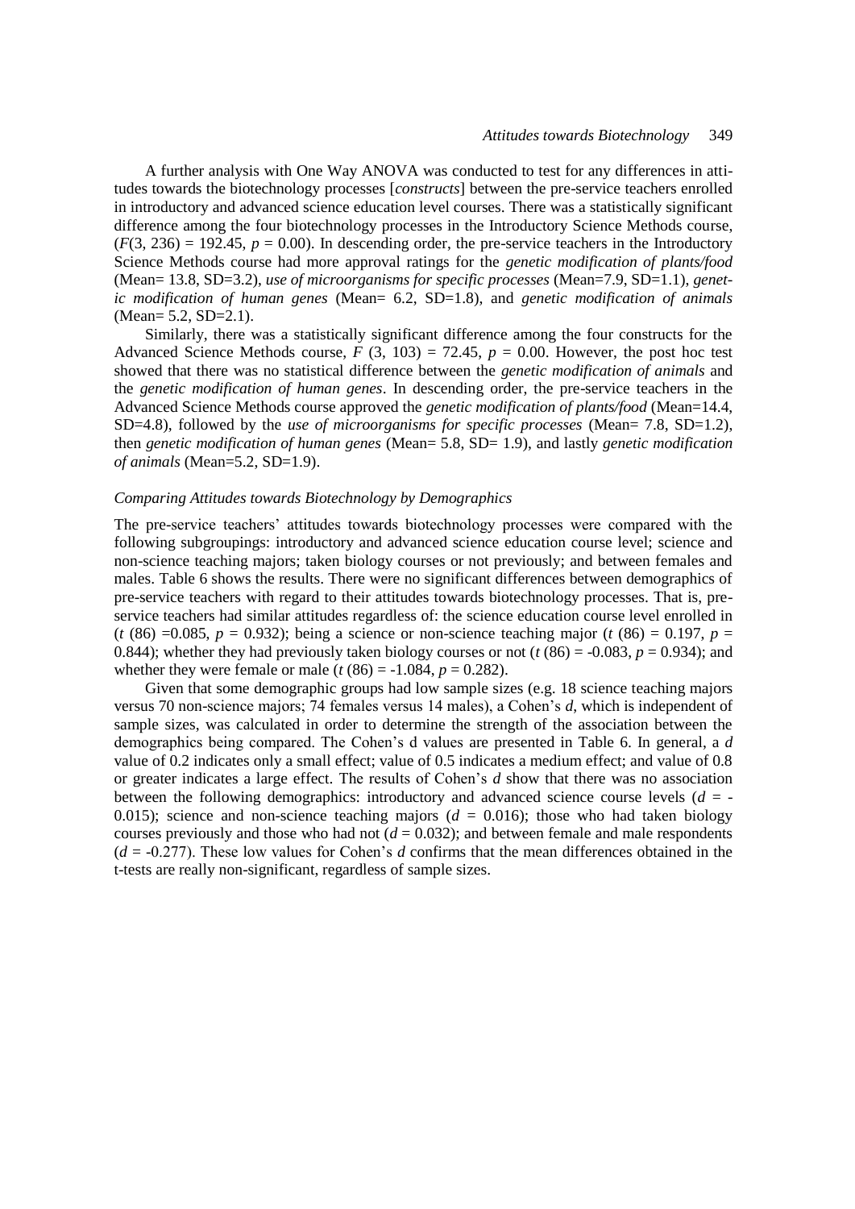A further analysis with One Way ANOVA was conducted to test for any differences in attitudes towards the biotechnology processes [*constructs*] between the pre-service teachers enrolled in introductory and advanced science education level courses. There was a statistically significant difference among the four biotechnology processes in the Introductory Science Methods course, ($F(3, 236) = 192.45$, $p = 0.00$). In descending order, the pre-service teachers in the Introductory Science Methods course had more approval ratings for the *genetic modification of plants/food* (Mean= 13.8, SD=3.2), *use of microorganisms for specific processes* (Mean=7.9, SD=1.1), *genetic modification of human genes* (Mean= 6.2, SD=1.8), and *genetic modification of animals* (Mean= 5.2, SD=2.1).

Similarly, there was a statistically significant difference among the four constructs for the Advanced Science Methods course, $F$ (3, 103) = 72.45, $p = 0.00$. However, the post hoc test showed that there was no statistical difference between the *genetic modification of animals* and the *genetic modification of human genes*. In descending order, the pre-service teachers in the Advanced Science Methods course approved the *genetic modification of plants/food* (Mean=14.4, SD=4.8), followed by the *use of microorganisms for specific processes* (Mean= 7.8, SD=1.2), then *genetic modification of human genes* (Mean= 5.8, SD= 1.9), and lastly *genetic modification of animals* (Mean=5.2, SD=1.9).

### *Comparing Attitudes towards Biotechnology by Demographics*

The pre-service teachers' attitudes towards biotechnology processes were compared with the following subgroupings: introductory and advanced science education course level; science and non-science teaching majors; taken biology courses or not previously; and between females and males. Table 6 shows the results. There were no significant differences between demographics of pre-service teachers with regard to their attitudes towards biotechnology processes. That is, pre-service teachers had similar attitudes regardless of: the science education course level enrolled in ($t$ (86) =0.085, $p = 0.932$); being a science or non-science teaching major ($t$ (86) = 0.197, $p = 0.844$); whether they had previously taken biology courses or not ($t$ (86) = -0.083, $p = 0.934$); and whether they were female or male ($t$ (86) = -1.084, $p = 0.282$).

Given that some demographic groups had low sample sizes (e.g. 18 science teaching majors versus 70 non-science majors; 74 females versus 14 males), a Cohen's $d$, which is independent of sample sizes, was calculated in order to determine the strength of the association between the demographics being compared. The Cohen's d values are presented in Table 6. In general, a $d$ value of 0.2 indicates only a small effect; value of 0.5 indicates a medium effect; and value of 0.8 or greater indicates a large effect. The results of Cohen's $d$ show that there was no association between the following demographics: introductory and advanced science course levels ($d = -0.015$); science and non-science teaching majors ($d = 0.016$); those who had taken biology courses previously and those who had not ($d = 0.032$); and between female and male respondents ($d = -0.277$). These low values for Cohen's $d$ confirms that the mean differences obtained in the t-tests are really non-significant, regardless of sample sizes.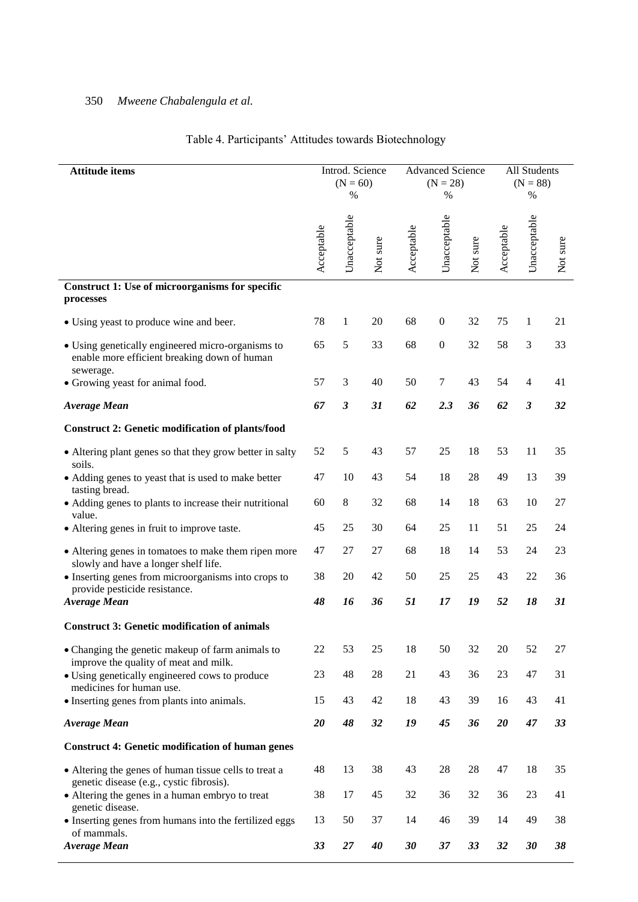Table 4. Participants' Attitudes towards Biotechnology

| Attitude items | Introd. Science (N = 60) % | | | Advanced Science (N = 28) % | | | All Students (N = 88) % | | |
|---|---|---|---|---|---|---|---|---|---|
| | Acceptable | Unacceptable | Not sure | Acceptable | Unacceptable | Not sure | Acceptable | Unacceptable | Not sure |
| **Construct 1: Use of microorganisms for specific processes** | | | | | | | | | |
| • Using yeast to produce wine and beer. | 78 | 1 | 20 | 68 | 0 | 32 | 75 | 1 | 21 |
| • Using genetically engineered micro-organisms to enable more efficient breaking down of human sewerage. | 65 | 5 | 33 | 68 | 0 | 32 | 58 | 3 | 33 |
| • Growing yeast for animal food. | 57 | 3 | 40 | 50 | 7 | 43 | 54 | 4 | 41 |
| ***Average Mean*** | ***67*** | ***3*** | ***31*** | ***62*** | ***2.3*** | ***36*** | ***62*** | ***3*** | ***32*** |
| **Construct 2: Genetic modification of plants/food** | | | | | | | | | |
| • Altering plant genes so that they grow better in salty soils. | 52 | 5 | 43 | 57 | 25 | 18 | 53 | 11 | 35 |
| • Adding genes to yeast that is used to make better tasting bread. | 47 | 10 | 43 | 54 | 18 | 28 | 49 | 13 | 39 |
| • Adding genes to plants to increase their nutritional value. | 60 | 8 | 32 | 68 | 14 | 18 | 63 | 10 | 27 |
| • Altering genes in fruit to improve taste. | 45 | 25 | 30 | 64 | 25 | 11 | 51 | 25 | 24 |
| • Altering genes in tomatoes to make them ripen more slowly and have a longer shelf life. | 47 | 27 | 27 | 68 | 18 | 14 | 53 | 24 | 23 |
| • Inserting genes from microorganisms into crops to provide pesticide resistance. | 38 | 20 | 42 | 50 | 25 | 25 | 43 | 22 | 36 |
| ***Average Mean*** | ***48*** | ***16*** | ***36*** | ***51*** | ***17*** | ***19*** | ***52*** | ***18*** | ***31*** |
| **Construct 3: Genetic modification of animals** | | | | | | | | | |
| • Changing the genetic makeup of farm animals to improve the quality of meat and milk. | 22 | 53 | 25 | 18 | 50 | 32 | 20 | 52 | 27 |
| • Using genetically engineered cows to produce medicines for human use. | 23 | 48 | 28 | 21 | 43 | 36 | 23 | 47 | 31 |
| • Inserting genes from plants into animals. | 15 | 43 | 42 | 18 | 43 | 39 | 16 | 43 | 41 |
| ***Average Mean*** | ***20*** | ***48*** | ***32*** | ***19*** | ***45*** | ***36*** | ***20*** | ***47*** | ***33*** |
| **Construct 4: Genetic modification of human genes** | | | | | | | | | |
| • Altering the genes of human tissue cells to treat a genetic disease (e.g., cystic fibrosis). | 48 | 13 | 38 | 43 | 28 | 28 | 47 | 18 | 35 |
| • Altering the genes in a human embryo to treat genetic disease. | 38 | 17 | 45 | 32 | 36 | 32 | 36 | 23 | 41 |
| • Inserting genes from humans into the fertilized eggs of mammals. | 13 | 50 | 37 | 14 | 46 | 39 | 14 | 49 | 38 |
| ***Average Mean*** | ***33*** | ***27*** | ***40*** | ***30*** | ***37*** | ***33*** | ***32*** | ***30*** | ***38*** |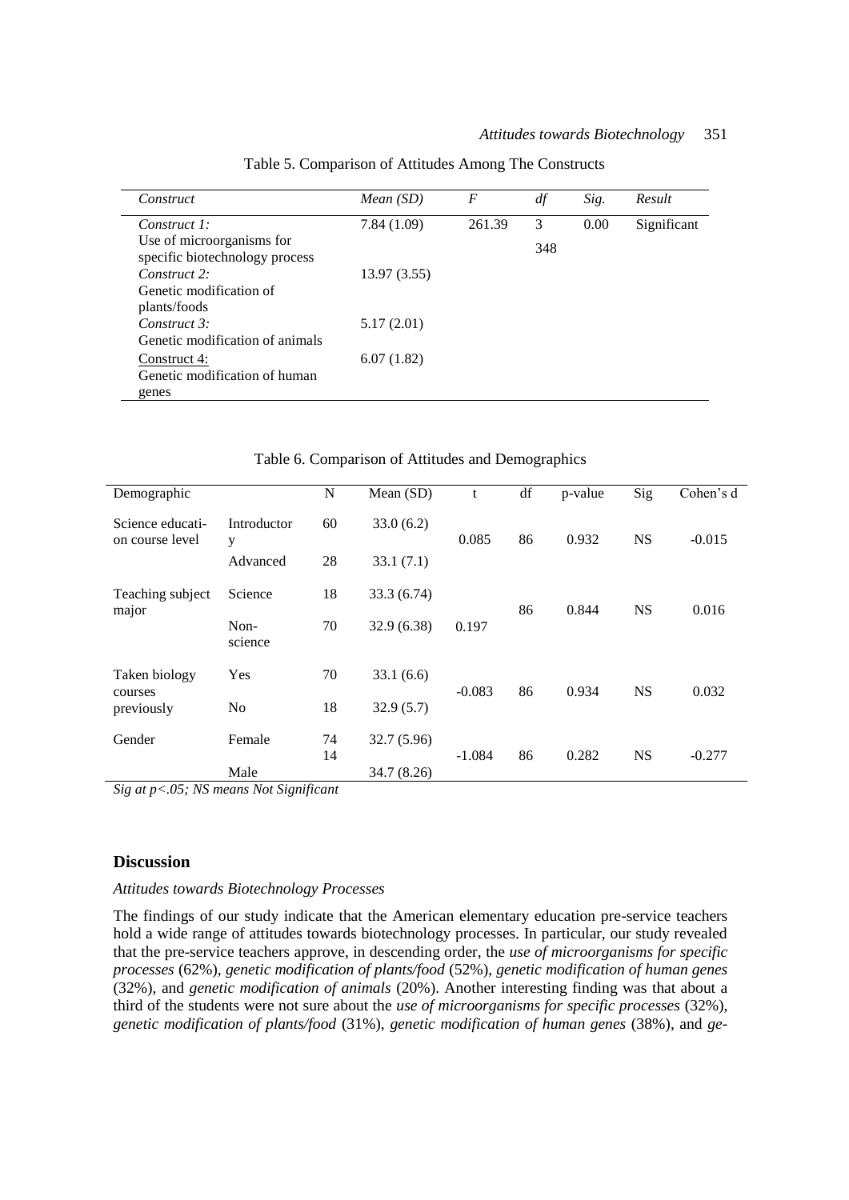Table 5. Comparison of Attitudes Among The Constructs

| *Construct* | *Mean (SD)* | *F* | *df* | *Sig.* | *Result* |
|---|---|---|---|---|---|
| *Construct 1:* Use of microorganisms for specific biotechnology process | 7.84 (1.09) | 261.39 | 3<br>348 | 0.00 | Significant |
| *Construct 2:* Genetic modification of plants/foods | 13.97 (3.55) | | | | |
| *Construct 3:* Genetic modification of animals | 5.17 (2.01) | | | | |
| Construct 4: Genetic modification of human genes | 6.07 (1.82) | | | | |

Table 6. Comparison of Attitudes and Demographics

| Demographic | | N | Mean (SD) | t | df | p-value | Sig | Cohen's d |
|---|---|---|---|---|---|---|---|---|
| Science education course level | Introductory | 60 | 33.0 (6.2) | 0.085 | 86 | 0.932 | NS | -0.015 |
| | Advanced | 28 | 33.1 (7.1) | | | | | |
| Teaching subject major | Science | 18 | 33.3 (6.74) | | 86 | 0.844 | NS | 0.016 |
| | Non-science | 70 | 32.9 (6.38) | 0.197 | | | | |
| Taken biology courses previously | Yes | 70 | 33.1 (6.6) | -0.083 | 86 | 0.934 | NS | 0.032 |
| | No | 18 | 32.9 (5.7) | | | | | |
| Gender | Female | 74 | 32.7 (5.96) | -1.084 | 86 | 0.282 | NS | -0.277 |
| | Male | 14 | 34.7 (8.26) | | | | | |

*Sig at p<.05; NS means Not Significant*

## Discussion

*Attitudes towards Biotechnology Processes*

The findings of our study indicate that the American elementary education pre-service teachers hold a wide range of attitudes towards biotechnology processes. In particular, our study revealed that the pre-service teachers approve, in descending order, the *use of microorganisms for specific processes* (62%), *genetic modification of plants/food* (52%), *genetic modification of human genes* (32%), and *genetic modification of animals* (20%). Another interesting finding was that about a third of the students were not sure about the *use of microorganisms for specific processes* (32%), *genetic modification of plants/food* (31%), *genetic modification of human genes* (38%), and *ge-*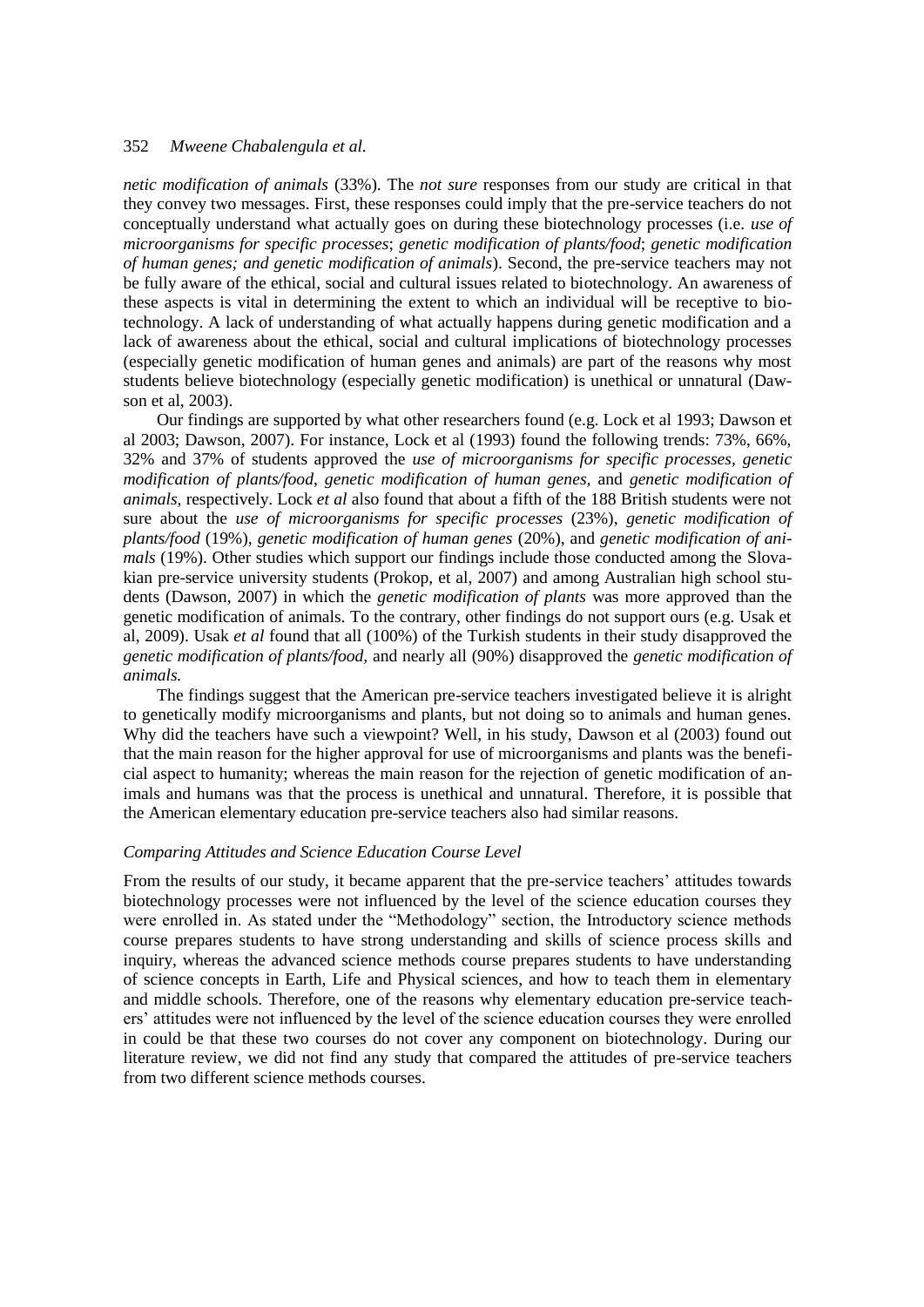*netic modification of animals* (33%). The *not sure* responses from our study are critical in that they convey two messages. First, these responses could imply that the pre-service teachers do not conceptually understand what actually goes on during these biotechnology processes (i.e. *use of microorganisms for specific processes*; *genetic modification of plants/food*; *genetic modification of human genes; and genetic modification of animals*). Second, the pre-service teachers may not be fully aware of the ethical, social and cultural issues related to biotechnology. An awareness of these aspects is vital in determining the extent to which an individual will be receptive to biotechnology. A lack of understanding of what actually happens during genetic modification and a lack of awareness about the ethical, social and cultural implications of biotechnology processes (especially genetic modification of human genes and animals) are part of the reasons why most students believe biotechnology (especially genetic modification) is unethical or unnatural (Dawson et al, 2003).

Our findings are supported by what other researchers found (e.g. Lock et al 1993; Dawson et al 2003; Dawson, 2007). For instance, Lock et al (1993) found the following trends: 73%, 66%, 32% and 37% of students approved the *use of microorganisms for specific processes, genetic modification of plants/food, genetic modification of human genes,* and *genetic modification of animals,* respectively. Lock *et al* also found that about a fifth of the 188 British students were not sure about the *use of microorganisms for specific processes* (23%), *genetic modification of plants/food* (19%), *genetic modification of human genes* (20%), and *genetic modification of animals* (19%). Other studies which support our findings include those conducted among the Slovakian pre-service university students (Prokop, et al, 2007) and among Australian high school students (Dawson, 2007) in which the *genetic modification of plants* was more approved than the genetic modification of animals. To the contrary, other findings do not support ours (e.g. Usak et al, 2009). Usak *et al* found that all (100%) of the Turkish students in their study disapproved the *genetic modification of plants/food,* and nearly all (90%) disapproved the *genetic modification of animals.*

The findings suggest that the American pre-service teachers investigated believe it is alright to genetically modify microorganisms and plants, but not doing so to animals and human genes. Why did the teachers have such a viewpoint? Well, in his study, Dawson et al (2003) found out that the main reason for the higher approval for use of microorganisms and plants was the beneficial aspect to humanity; whereas the main reason for the rejection of genetic modification of animals and humans was that the process is unethical and unnatural. Therefore, it is possible that the American elementary education pre-service teachers also had similar reasons.

### *Comparing Attitudes and Science Education Course Level*

From the results of our study, it became apparent that the pre-service teachers' attitudes towards biotechnology processes were not influenced by the level of the science education courses they were enrolled in. As stated under the "Methodology" section, the Introductory science methods course prepares students to have strong understanding and skills of science process skills and inquiry, whereas the advanced science methods course prepares students to have understanding of science concepts in Earth, Life and Physical sciences, and how to teach them in elementary and middle schools. Therefore, one of the reasons why elementary education pre-service teachers' attitudes were not influenced by the level of the science education courses they were enrolled in could be that these two courses do not cover any component on biotechnology. During our literature review, we did not find any study that compared the attitudes of pre-service teachers from two different science methods courses.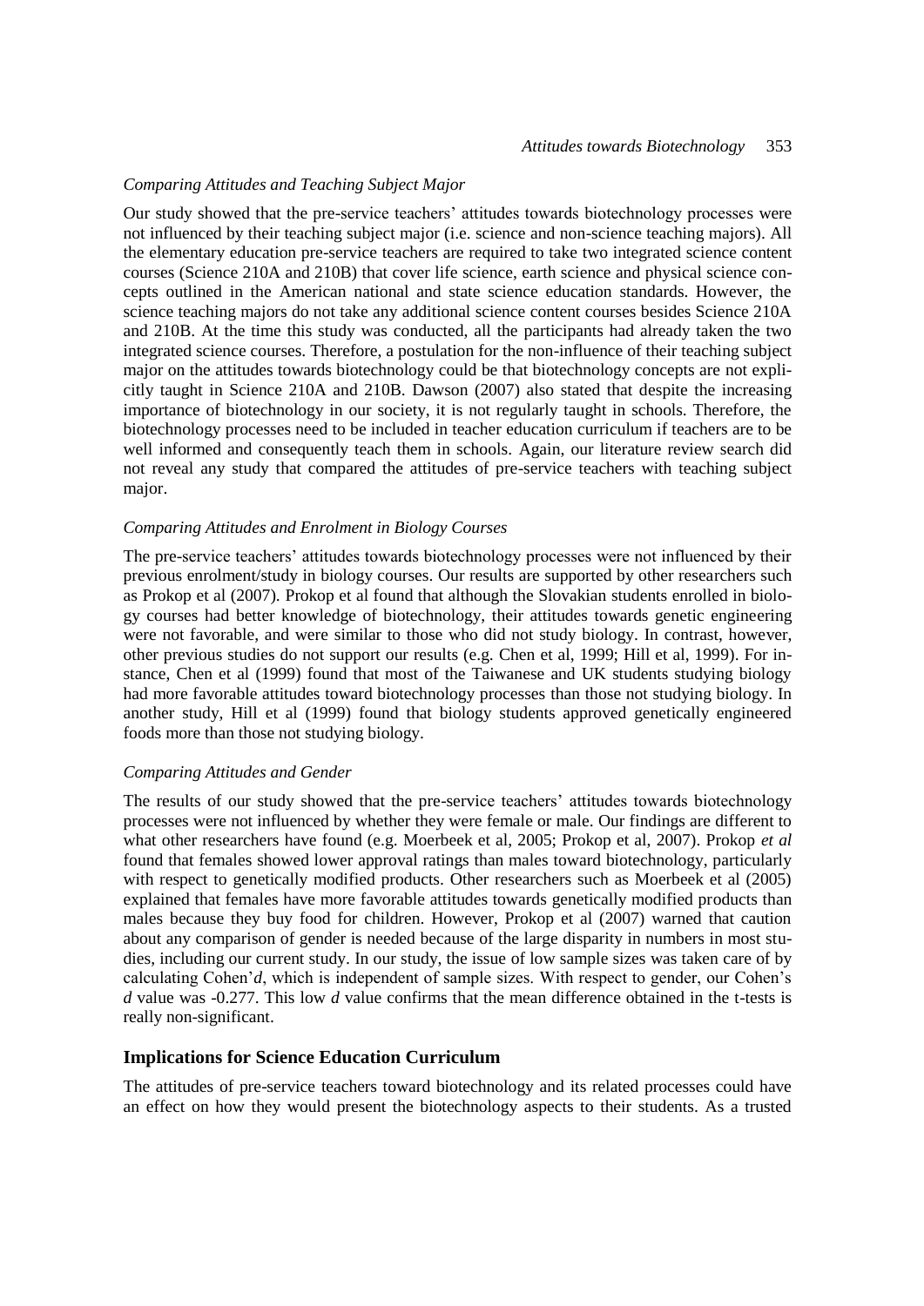*Comparing Attitudes and Teaching Subject Major*

Our study showed that the pre-service teachers' attitudes towards biotechnology processes were not influenced by their teaching subject major (i.e. science and non-science teaching majors). All the elementary education pre-service teachers are required to take two integrated science content courses (Science 210A and 210B) that cover life science, earth science and physical science concepts outlined in the American national and state science education standards. However, the science teaching majors do not take any additional science content courses besides Science 210A and 210B. At the time this study was conducted, all the participants had already taken the two integrated science courses. Therefore, a postulation for the non-influence of their teaching subject major on the attitudes towards biotechnology could be that biotechnology concepts are not explicitly taught in Science 210A and 210B. Dawson (2007) also stated that despite the increasing importance of biotechnology in our society, it is not regularly taught in schools. Therefore, the biotechnology processes need to be included in teacher education curriculum if teachers are to be well informed and consequently teach them in schools. Again, our literature review search did not reveal any study that compared the attitudes of pre-service teachers with teaching subject major.

*Comparing Attitudes and Enrolment in Biology Courses*

The pre-service teachers' attitudes towards biotechnology processes were not influenced by their previous enrolment/study in biology courses. Our results are supported by other researchers such as Prokop et al (2007). Prokop et al found that although the Slovakian students enrolled in biology courses had better knowledge of biotechnology, their attitudes towards genetic engineering were not favorable, and were similar to those who did not study biology. In contrast, however, other previous studies do not support our results (e.g. Chen et al, 1999; Hill et al, 1999). For instance, Chen et al (1999) found that most of the Taiwanese and UK students studying biology had more favorable attitudes toward biotechnology processes than those not studying biology. In another study, Hill et al (1999) found that biology students approved genetically engineered foods more than those not studying biology.

*Comparing Attitudes and Gender*

The results of our study showed that the pre-service teachers' attitudes towards biotechnology processes were not influenced by whether they were female or male. Our findings are different to what other researchers have found (e.g. Moerbeek et al, 2005; Prokop et al, 2007). Prokop *et al* found that females showed lower approval ratings than males toward biotechnology, particularly with respect to genetically modified products. Other researchers such as Moerbeek et al (2005) explained that females have more favorable attitudes towards genetically modified products than males because they buy food for children. However, Prokop et al (2007) warned that caution about any comparison of gender is needed because of the large disparity in numbers in most studies, including our current study. In our study, the issue of low sample sizes was taken care of by calculating Cohen'*d*, which is independent of sample sizes. With respect to gender, our Cohen's *d* value was -0.277. This low *d* value confirms that the mean difference obtained in the t-tests is really non-significant.

## Implications for Science Education Curriculum

The attitudes of pre-service teachers toward biotechnology and its related processes could have an effect on how they would present the biotechnology aspects to their students. As a trusted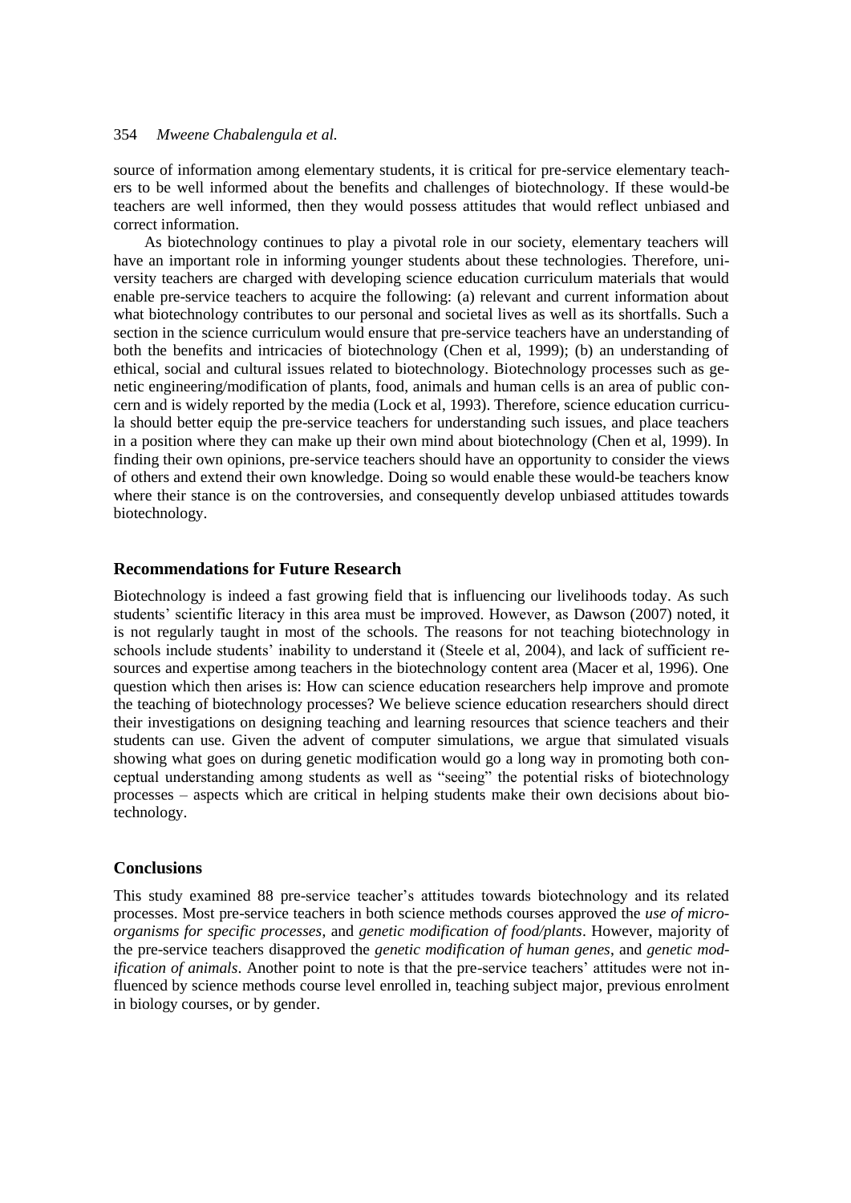source of information among elementary students, it is critical for pre-service elementary teachers to be well informed about the benefits and challenges of biotechnology. If these would-be teachers are well informed, then they would possess attitudes that would reflect unbiased and correct information.

As biotechnology continues to play a pivotal role in our society, elementary teachers will have an important role in informing younger students about these technologies. Therefore, university teachers are charged with developing science education curriculum materials that would enable pre-service teachers to acquire the following: (a) relevant and current information about what biotechnology contributes to our personal and societal lives as well as its shortfalls. Such a section in the science curriculum would ensure that pre-service teachers have an understanding of both the benefits and intricacies of biotechnology (Chen et al, 1999); (b) an understanding of ethical, social and cultural issues related to biotechnology. Biotechnology processes such as genetic engineering/modification of plants, food, animals and human cells is an area of public concern and is widely reported by the media (Lock et al, 1993). Therefore, science education curricula should better equip the pre-service teachers for understanding such issues, and place teachers in a position where they can make up their own mind about biotechnology (Chen et al, 1999). In finding their own opinions, pre-service teachers should have an opportunity to consider the views of others and extend their own knowledge. Doing so would enable these would-be teachers know where their stance is on the controversies, and consequently develop unbiased attitudes towards biotechnology.

## Recommendations for Future Research

Biotechnology is indeed a fast growing field that is influencing our livelihoods today. As such students' scientific literacy in this area must be improved. However, as Dawson (2007) noted, it is not regularly taught in most of the schools. The reasons for not teaching biotechnology in schools include students' inability to understand it (Steele et al, 2004), and lack of sufficient resources and expertise among teachers in the biotechnology content area (Macer et al, 1996). One question which then arises is: How can science education researchers help improve and promote the teaching of biotechnology processes? We believe science education researchers should direct their investigations on designing teaching and learning resources that science teachers and their students can use. Given the advent of computer simulations, we argue that simulated visuals showing what goes on during genetic modification would go a long way in promoting both conceptual understanding among students as well as "seeing" the potential risks of biotechnology processes – aspects which are critical in helping students make their own decisions about biotechnology.

## Conclusions

This study examined 88 pre-service teacher's attitudes towards biotechnology and its related processes. Most pre-service teachers in both science methods courses approved the *use of micro-organisms for specific processes*, and *genetic modification of food/plants*. However, majority of the pre-service teachers disapproved the *genetic modification of human genes*, and *genetic modification of animals*. Another point to note is that the pre-service teachers' attitudes were not influenced by science methods course level enrolled in, teaching subject major, previous enrolment in biology courses, or by gender.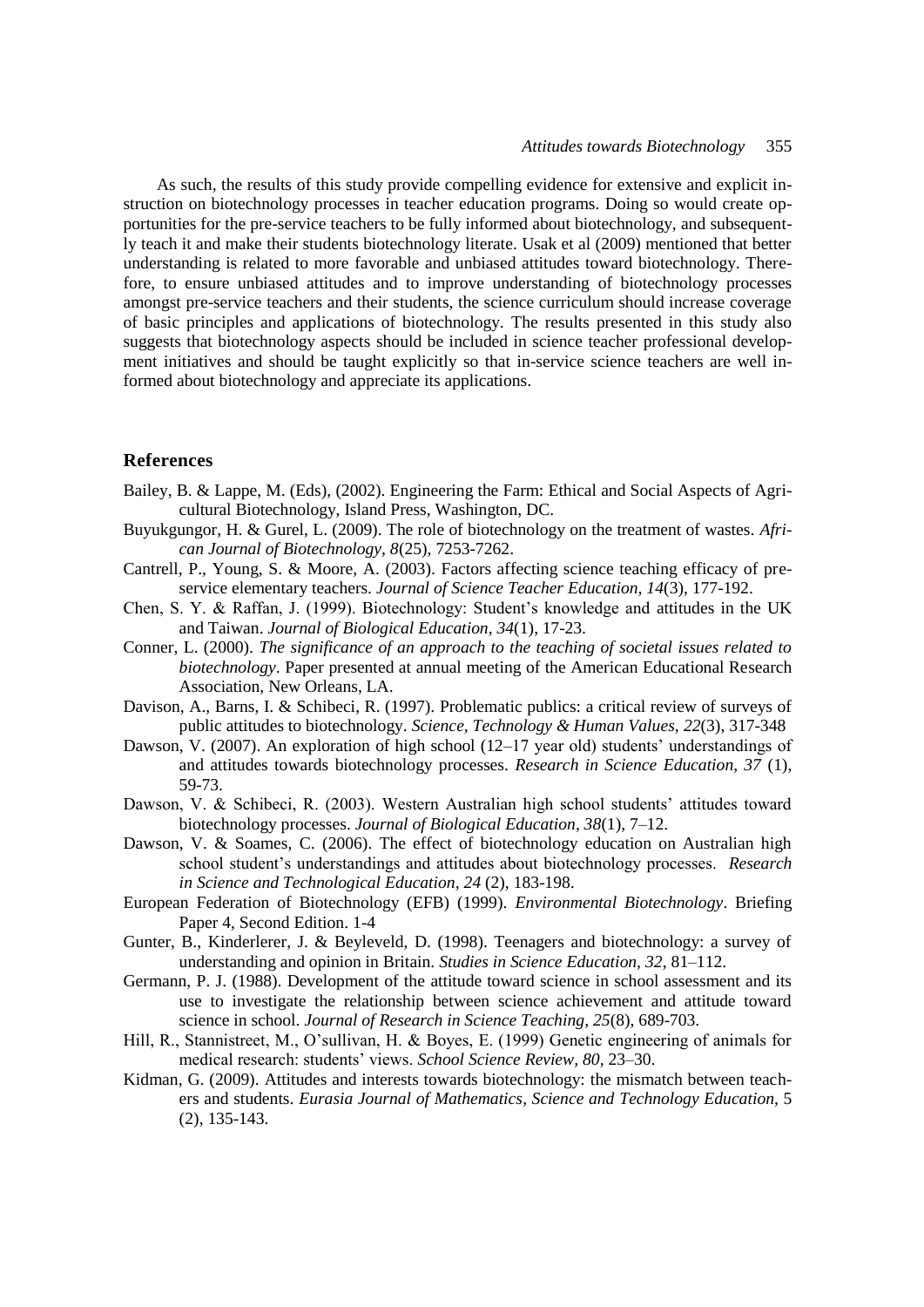As such, the results of this study provide compelling evidence for extensive and explicit instruction on biotechnology processes in teacher education programs. Doing so would create opportunities for the pre-service teachers to be fully informed about biotechnology, and subsequently teach it and make their students biotechnology literate. Usak et al (2009) mentioned that better understanding is related to more favorable and unbiased attitudes toward biotechnology. Therefore, to ensure unbiased attitudes and to improve understanding of biotechnology processes amongst pre-service teachers and their students, the science curriculum should increase coverage of basic principles and applications of biotechnology. The results presented in this study also suggests that biotechnology aspects should be included in science teacher professional development initiatives and should be taught explicitly so that in-service science teachers are well informed about biotechnology and appreciate its applications.

## References

Bailey, B. & Lappe, M. (Eds), (2002). Engineering the Farm: Ethical and Social Aspects of Agricultural Biotechnology, Island Press, Washington, DC.

Buyukgungor, H. & Gurel, L. (2009). The role of biotechnology on the treatment of wastes. *African Journal of Biotechnology, 8*(25), 7253-7262.

Cantrell, P., Young, S. & Moore, A. (2003). Factors affecting science teaching efficacy of preservice elementary teachers. *Journal of Science Teacher Education, 14*(3), 177-192.

Chen, S. Y. & Raffan, J. (1999). Biotechnology: Student's knowledge and attitudes in the UK and Taiwan. *Journal of Biological Education, 34*(1), 17-23.

Conner, L. (2000). *The significance of an approach to the teaching of societal issues related to biotechnology*. Paper presented at annual meeting of the American Educational Research Association, New Orleans, LA.

Davison, A., Barns, I. & Schibeci, R. (1997). Problematic publics: a critical review of surveys of public attitudes to biotechnology. *Science, Technology & Human Values, 22*(3), 317-348

Dawson, V. (2007). An exploration of high school (12–17 year old) students' understandings of and attitudes towards biotechnology processes. *Research in Science Education, 37* (1), 59-73.

Dawson, V. & Schibeci, R. (2003). Western Australian high school students' attitudes toward biotechnology processes. *Journal of Biological Education, 38*(1), 7–12.

Dawson, V. & Soames, C. (2006). The effect of biotechnology education on Australian high school student's understandings and attitudes about biotechnology processes. *Research in Science and Technological Education, 24* (2), 183-198.

European Federation of Biotechnology (EFB) (1999). *Environmental Biotechnology*. Briefing Paper 4, Second Edition. 1-4

Gunter, B., Kinderlerer, J. & Beyleveld, D. (1998). Teenagers and biotechnology: a survey of understanding and opinion in Britain. *Studies in Science Education, 32*, 81–112.

Germann, P. J. (1988). Development of the attitude toward science in school assessment and its use to investigate the relationship between science achievement and attitude toward science in school. *Journal of Research in Science Teaching, 25*(8), 689-703.

Hill, R., Stannistreet, M., O'sullivan, H. & Boyes, E. (1999) Genetic engineering of animals for medical research: students' views. *School Science Review, 80*, 23–30.

Kidman, G. (2009). Attitudes and interests towards biotechnology: the mismatch between teachers and students. *Eurasia Journal of Mathematics, Science and Technology Education,* 5 (2), 135-143.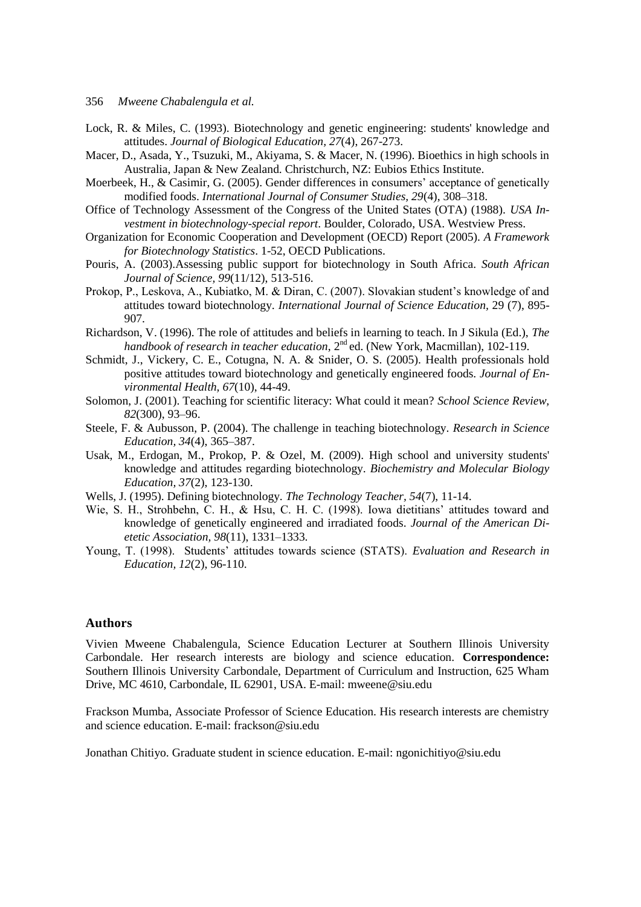Lock, R. & Miles, C. (1993). Biotechnology and genetic engineering: students' knowledge and attitudes. *Journal of Biological Education, 27*(4), 267-273.

Macer, D., Asada, Y., Tsuzuki, M., Akiyama, S. & Macer, N. (1996). Bioethics in high schools in Australia, Japan & New Zealand. Christchurch, NZ: Eubios Ethics Institute.

Moerbeek, H., & Casimir, G. (2005). Gender differences in consumers' acceptance of genetically modified foods. *International Journal of Consumer Studies, 29*(4), 308–318.

Office of Technology Assessment of the Congress of the United States (OTA) (1988). *USA Investment in biotechnology-special report*. Boulder, Colorado, USA. Westview Press.

Organization for Economic Cooperation and Development (OECD) Report (2005). *A Framework for Biotechnology Statistics*. 1-52, OECD Publications.

Pouris, A. (2003).Assessing public support for biotechnology in South Africa. *South African Journal of Science, 99*(11/12), 513-516.

Prokop, P., Leskova, A., Kubiatko, M. & Diran, C. (2007). Slovakian student's knowledge of and attitudes toward biotechnology. *International Journal of Science Education*, 29 (7), 895-907.

Richardson, V. (1996). The role of attitudes and beliefs in learning to teach. In J Sikula (Ed.), *The handbook of research in teacher education*, 2nd ed. (New York, Macmillan), 102-119.

Schmidt, J., Vickery, C. E., Cotugna, N. A. & Snider, O. S. (2005). Health professionals hold positive attitudes toward biotechnology and genetically engineered foods. *Journal of Environmental Health, 67*(10), 44-49.

Solomon, J. (2001). Teaching for scientific literacy: What could it mean? *School Science Review, 82*(300), 93–96.

Steele, F. & Aubusson, P. (2004). The challenge in teaching biotechnology. *Research in Science Education, 34*(4), 365–387.

Usak, M., Erdogan, M., Prokop, P. & Ozel, M. (2009). High school and university students' knowledge and attitudes regarding biotechnology. *Biochemistry and Molecular Biology Education, 37*(2), 123-130.

Wells, J. (1995). Defining biotechnology. *The Technology Teacher, 54*(7), 11-14.

Wie, S. H., Strohbehn, C. H., & Hsu, C. H. C. (1998). Iowa dietitians' attitudes toward and knowledge of genetically engineered and irradiated foods. *Journal of the American Dietetic Association, 98*(11), 1331–1333.

Young, T. (1998). Students' attitudes towards science (STATS). *Evaluation and Research in Education, 12*(2), 96-110.

## Authors

Vivien Mweene Chabalengula, Science Education Lecturer at Southern Illinois University Carbondale. Her research interests are biology and science education. **Correspondence:** Southern Illinois University Carbondale, Department of Curriculum and Instruction, 625 Wham Drive, MC 4610, Carbondale, IL 62901, USA. E-mail: mweene@siu.edu

Frackson Mumba, Associate Professor of Science Education. His research interests are chemistry and science education. E-mail: frackson@siu.edu

Jonathan Chitiyo. Graduate student in science education. E-mail: ngonichitiyo@siu.edu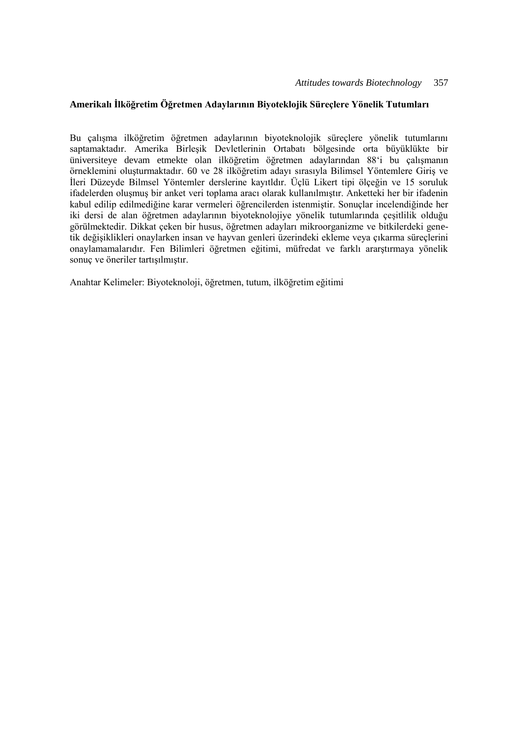**Amerikalı İlköğretim Öğretmen Adaylarının Biyoteklojik Süreçlere Yönelik Tutumları**

Bu çalışma ilköğretim öğretmen adaylarının biyoteknolojik süreçlere yönelik tutumlarını saptamaktadır. Amerika Birleşik Devletlerinin Ortabatı bölgesinde orta büyüklükte bir üniversiteye devam etmekte olan ilköğretim öğretmen adaylarından 88'i bu çalışmanın örneklemini oluşturmaktadır. 60 ve 28 ilköğretim adayı sırasıyla Bilimsel Yöntemlere Giriş ve İleri Düzeyde Bilmsel Yöntemler derslerine kayıtldır. Üçlü Likert tipi ölçeğin ve 15 soruluk ifadelerden oluşmuş bir anket veri toplama aracı olarak kullanılmıştır. Anketteki her bir ifadenin kabul edilip edilmediğine karar vermeleri öğrencilerden istenmiştir. Sonuçlar incelendiğinde her iki dersi de alan öğretmen adaylarının biyoteknolojiye yönelik tutumlarında çeşitlilik olduğu görülmektedir. Dikkat çeken bir husus, öğretmen adayları mikroorganizme ve bitkilerdeki genetik değişiklikleri onaylarken insan ve hayvan genleri üzerindeki ekleme veya çıkarma süreçlerini onaylamamalarıdır. Fen Bilimleri öğretmen eğitimi, müfredat ve farklı ararştırmaya yönelik sonuç ve öneriler tartışılmıştır.

Anahtar Kelimeler: Biyoteknoloji, öğretmen, tutum, ilköğretim eğitimi